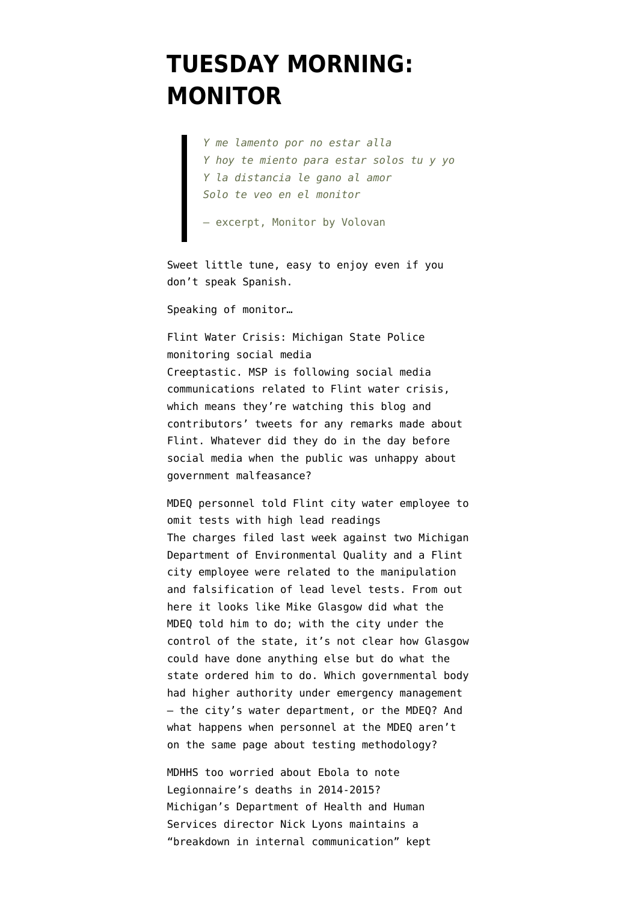# TUESDAY MORNING: MONITOR

> *Y me lamento por no estar alla*
> *Y hoy te miento para estar solos tu y yo*
> *Y la distancia le gano al amor*
> *Solo te veo en el monitor*
>
> — excerpt, Monitor by Volovan

Sweet little tune, easy to enjoy even if you don't speak Spanish.

Speaking of monitor…

Flint Water Crisis: Michigan State Police monitoring social media
Creeptastic. MSP is following social media communications related to Flint water crisis, which means they're watching this blog and contributors' tweets for any remarks made about Flint. Whatever did they do in the day before social media when the public was unhappy about government malfeasance?

MDEQ personnel told Flint city water employee to omit tests with high lead readings
The charges filed last week against two Michigan Department of Environmental Quality and a Flint city employee were related to the manipulation and falsification of lead level tests. From out here it looks like Mike Glasgow did what the MDEQ told him to do; with the city under the control of the state, it's not clear how Glasgow could have done anything else but do what the state ordered him to do. Which governmental body had higher authority under emergency management – the city's water department, or the MDEQ? And what happens when personnel at the MDEQ aren't on the same page about testing methodology?

MDHHS too worried about Ebola to note Legionnaire's deaths in 2014-2015?
Michigan's Department of Health and Human Services director Nick Lyons maintains a "breakdown in internal communication" kept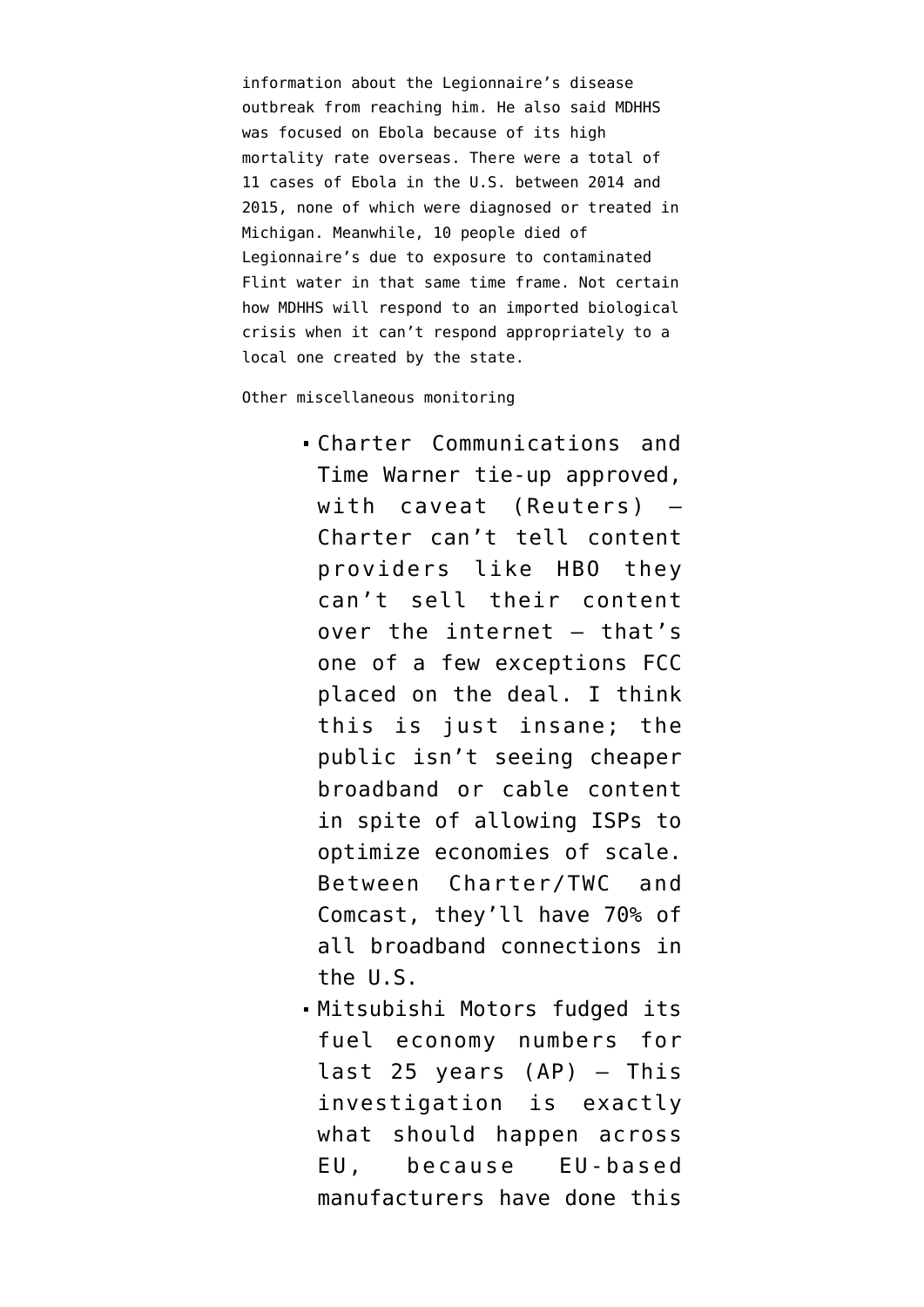information about the Legionnaire's disease outbreak from reaching him. He also said MDHHS was focused on Ebola because of its high mortality rate overseas. There were a total of 11 cases of Ebola in the U.S. between 2014 and 2015, none of which were diagnosed or treated in Michigan. Meanwhile, 10 people died of Legionnaire's due to exposure to contaminated Flint water in that same time frame. Not certain how MDHHS will respond to an imported biological crisis when it can't respond appropriately to a local one created by the state.

Other miscellaneous monitoring

- Charter Communications and Time Warner tie-up approved, with caveat (Reuters) — Charter can't tell content providers like HBO they can't sell their content over the internet — that's one of a few exceptions FCC placed on the deal. I think this is just insane; the public isn't seeing cheaper broadband or cable content in spite of allowing ISPs to optimize economies of scale. Between Charter/TWC and Comcast, they'll have 70% of all broadband connections in the U.S.
- Mitsubishi Motors fudged its fuel economy numbers for last 25 years (AP) — This investigation is exactly what should happen across EU, because EU-based manufacturers have done this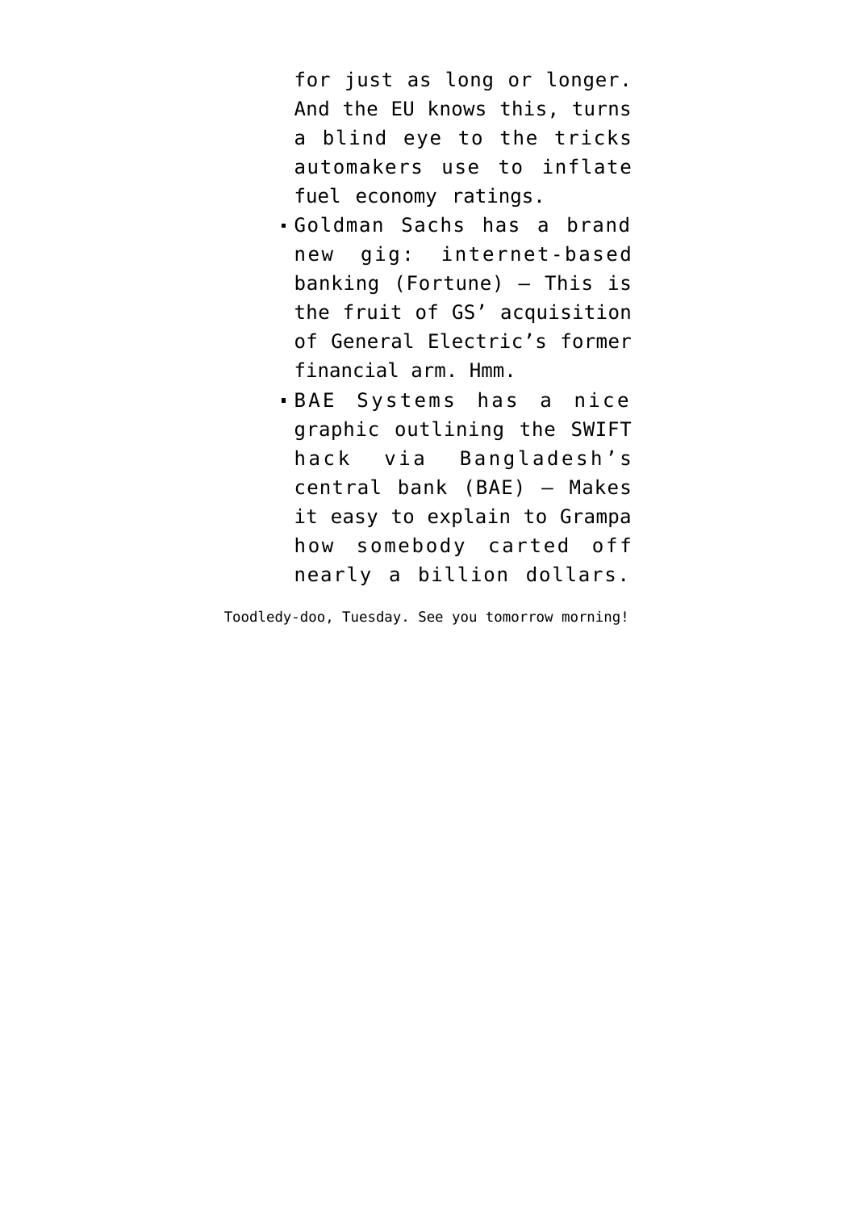for just as long or longer. And the EU knows this, turns a blind eye to the tricks automakers use to inflate fuel economy ratings.

- Goldman Sachs has a brand new gig: internet-based banking (Fortune) — This is the fruit of GS' acquisition of General Electric's former financial arm. Hmm.
- BAE Systems has a nice graphic outlining the SWIFT hack via Bangladesh's central bank (BAE) — Makes it easy to explain to Grampa how somebody carted off nearly a billion dollars.

Toodledy-doo, Tuesday. See you tomorrow morning!